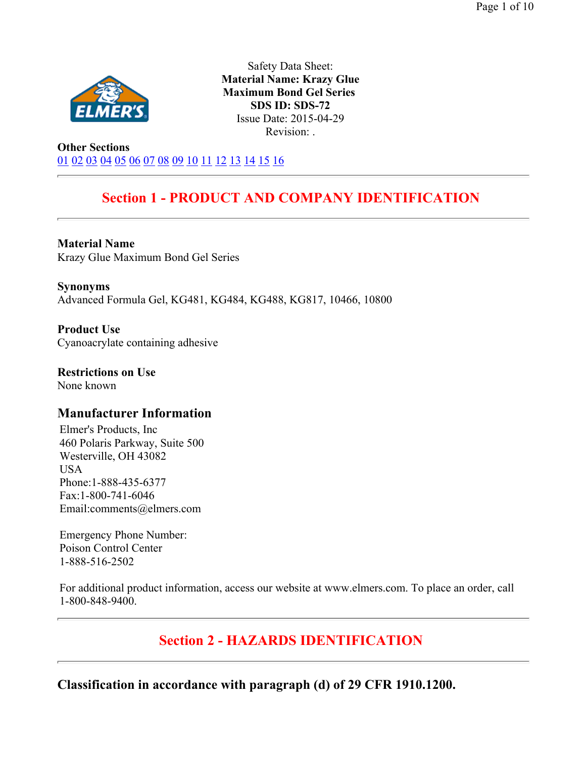Safety Data Sheet:
**Material Name: Krazy Glue Maximum Bond Gel Series**
**SDS ID: SDS-72**
Issue Date: 2015-04-29
Revision: .

**Other Sections**
01 02 03 04 05 06 07 08 09 10 11 12 13 14 15 16

## Section 1 - PRODUCT AND COMPANY IDENTIFICATION

**Material Name**
Krazy Glue Maximum Bond Gel Series

**Synonyms**
Advanced Formula Gel, KG481, KG484, KG488, KG817, 10466, 10800

**Product Use**
Cyanoacrylate containing adhesive

**Restrictions on Use**
None known

### Manufacturer Information

Elmer's Products, Inc
460 Polaris Parkway, Suite 500
Westerville, OH 43082
USA
Phone:1-888-435-6377
Fax:1-800-741-6046
Email:comments@elmers.com

Emergency Phone Number:
Poison Control Center
1-888-516-2502

For additional product information, access our website at www.elmers.com. To place an order, call 1-800-848-9400.

## Section 2 - HAZARDS IDENTIFICATION

### Classification in accordance with paragraph (d) of 29 CFR 1910.1200.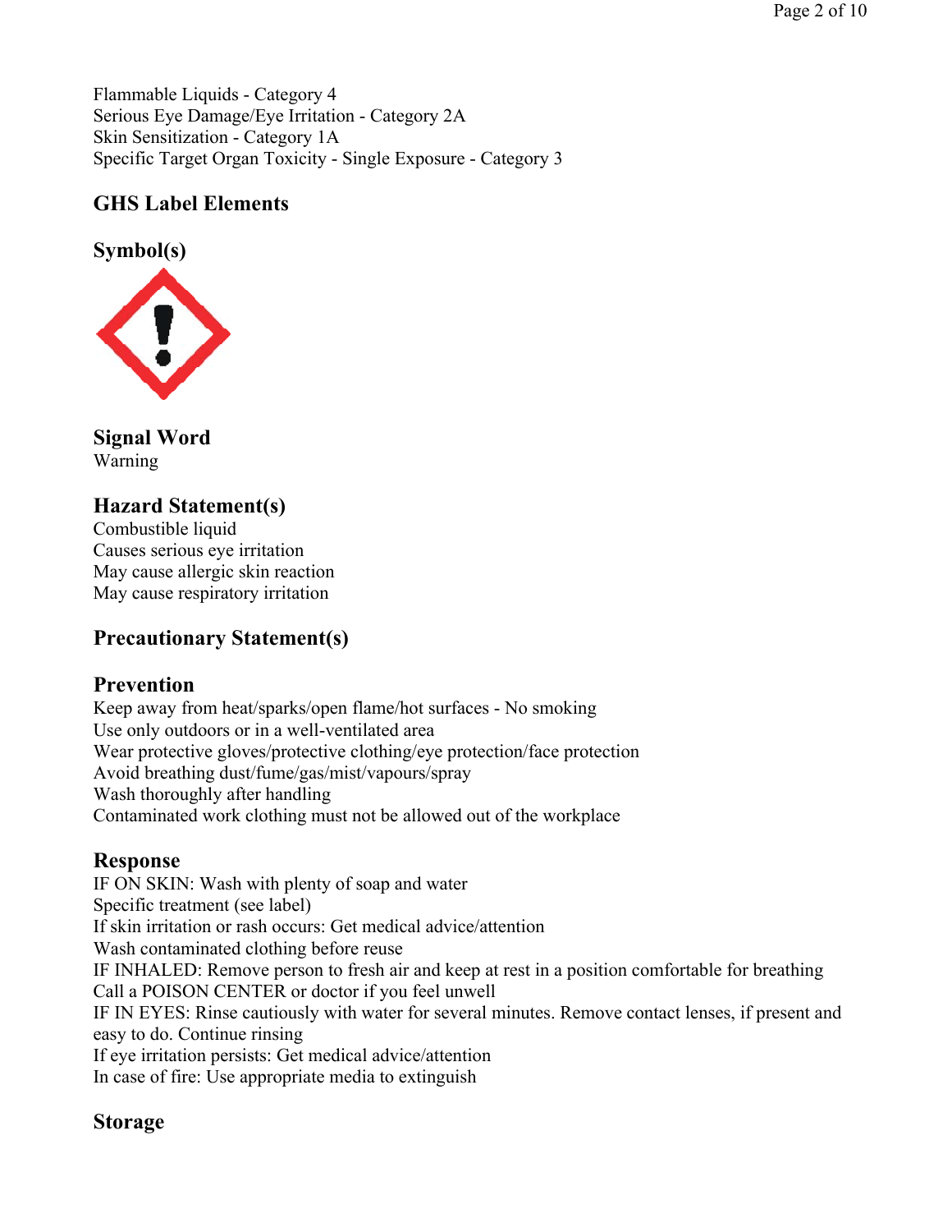Flammable Liquids - Category 4
Serious Eye Damage/Eye Irritation - Category 2A
Skin Sensitization - Category 1A
Specific Target Organ Toxicity - Single Exposure - Category 3

## GHS Label Elements

### Symbol(s)

### Signal Word

Warning

### Hazard Statement(s)

Combustible liquid
Causes serious eye irritation
May cause allergic skin reaction
May cause respiratory irritation

### Precautionary Statement(s)

### Prevention

Keep away from heat/sparks/open flame/hot surfaces - No smoking
Use only outdoors or in a well-ventilated area
Wear protective gloves/protective clothing/eye protection/face protection
Avoid breathing dust/fume/gas/mist/vapours/spray
Wash thoroughly after handling
Contaminated work clothing must not be allowed out of the workplace

### Response

IF ON SKIN: Wash with plenty of soap and water
Specific treatment (see label)
If skin irritation or rash occurs: Get medical advice/attention
Wash contaminated clothing before reuse
IF INHALED: Remove person to fresh air and keep at rest in a position comfortable for breathing
Call a POISON CENTER or doctor if you feel unwell
IF IN EYES: Rinse cautiously with water for several minutes. Remove contact lenses, if present and easy to do. Continue rinsing
If eye irritation persists: Get medical advice/attention
In case of fire: Use appropriate media to extinguish

### Storage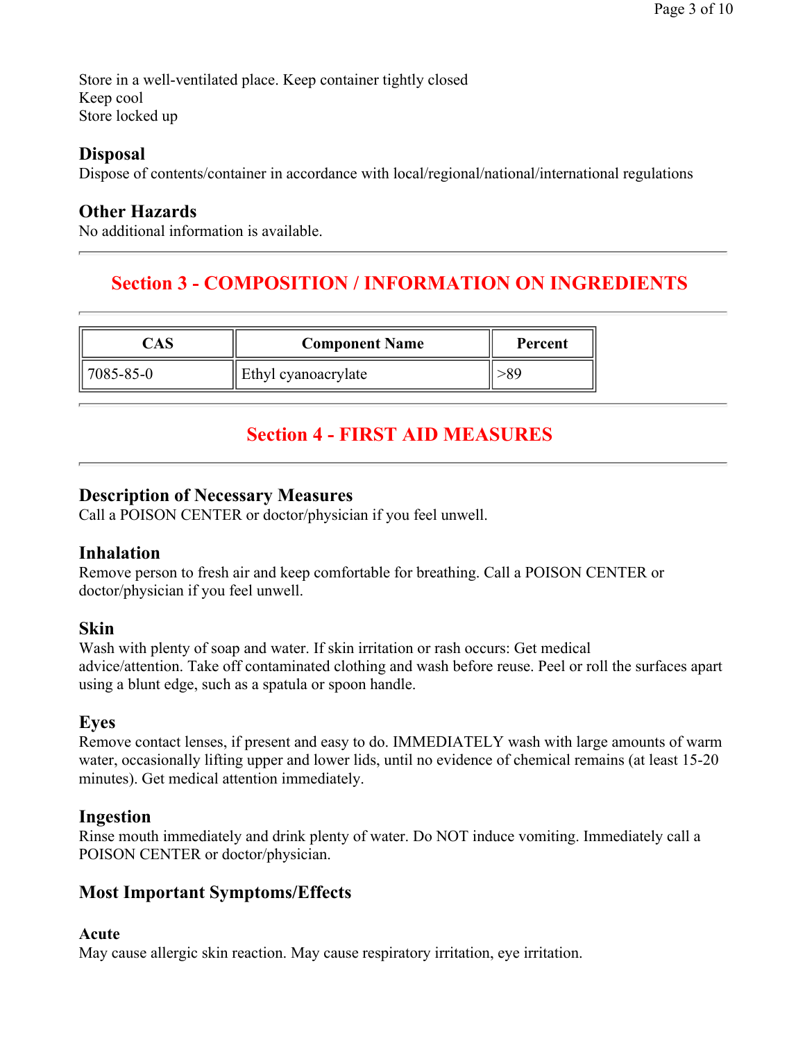Store in a well-ventilated place. Keep container tightly closed
Keep cool
Store locked up

### Disposal

Dispose of contents/container in accordance with local/regional/national/international regulations

### Other Hazards

No additional information is available.

---

## Section 3 - COMPOSITION / INFORMATION ON INGREDIENTS

---

| CAS | Component Name | Percent |
|---|---|---|
| 7085-85-0 | Ethyl cyanoacrylate | >89 |

---

## Section 4 - FIRST AID MEASURES

---

### Description of Necessary Measures

Call a POISON CENTER or doctor/physician if you feel unwell.

### Inhalation

Remove person to fresh air and keep comfortable for breathing. Call a POISON CENTER or doctor/physician if you feel unwell.

### Skin

Wash with plenty of soap and water. If skin irritation or rash occurs: Get medical advice/attention. Take off contaminated clothing and wash before reuse. Peel or roll the surfaces apart using a blunt edge, such as a spatula or spoon handle.

### Eyes

Remove contact lenses, if present and easy to do. IMMEDIATELY wash with large amounts of warm water, occasionally lifting upper and lower lids, until no evidence of chemical remains (at least 15-20 minutes). Get medical attention immediately.

### Ingestion

Rinse mouth immediately and drink plenty of water. Do NOT induce vomiting. Immediately call a POISON CENTER or doctor/physician.

### Most Important Symptoms/Effects

#### Acute

May cause allergic skin reaction. May cause respiratory irritation, eye irritation.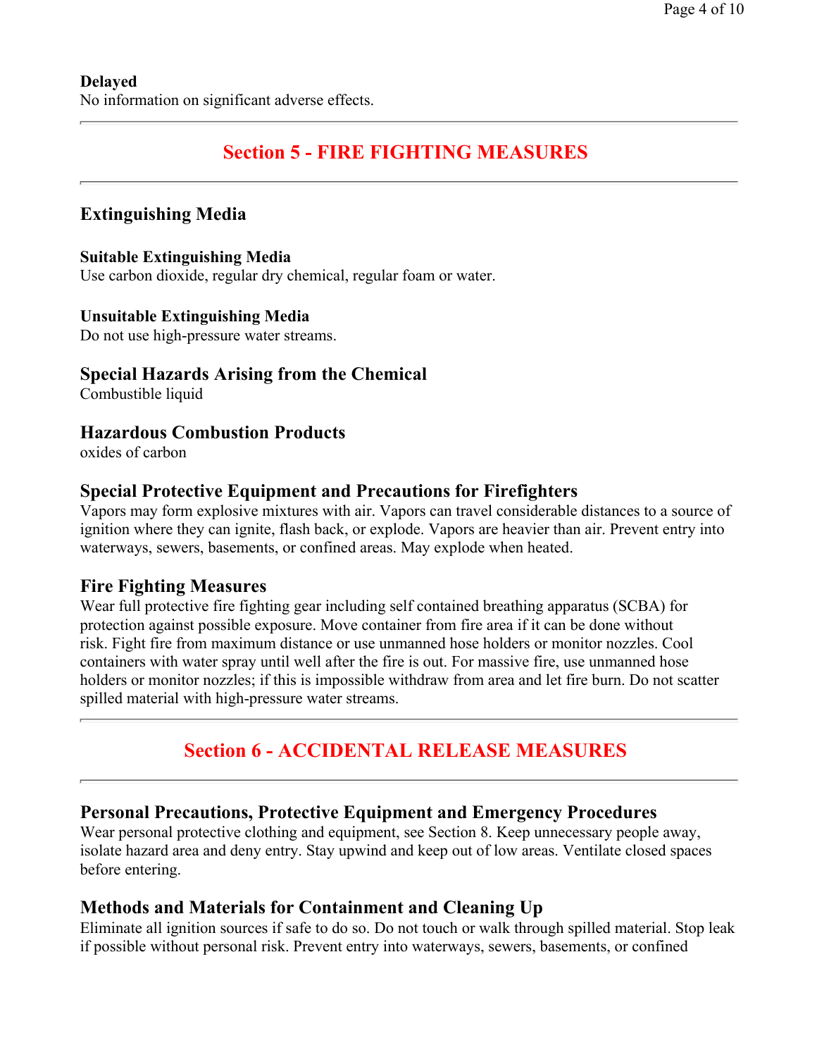**Delayed**
No information on significant adverse effects.

## Section 5 - FIRE FIGHTING MEASURES

### Extinguishing Media

**Suitable Extinguishing Media**
Use carbon dioxide, regular dry chemical, regular foam or water.

**Unsuitable Extinguishing Media**
Do not use high-pressure water streams.

### Special Hazards Arising from the Chemical

Combustible liquid

### Hazardous Combustion Products

oxides of carbon

### Special Protective Equipment and Precautions for Firefighters

Vapors may form explosive mixtures with air. Vapors can travel considerable distances to a source of ignition where they can ignite, flash back, or explode. Vapors are heavier than air. Prevent entry into waterways, sewers, basements, or confined areas. May explode when heated.

### Fire Fighting Measures

Wear full protective fire fighting gear including self contained breathing apparatus (SCBA) for protection against possible exposure. Move container from fire area if it can be done without risk. Fight fire from maximum distance or use unmanned hose holders or monitor nozzles. Cool containers with water spray until well after the fire is out. For massive fire, use unmanned hose holders or monitor nozzles; if this is impossible withdraw from area and let fire burn. Do not scatter spilled material with high-pressure water streams.

## Section 6 - ACCIDENTAL RELEASE MEASURES

### Personal Precautions, Protective Equipment and Emergency Procedures

Wear personal protective clothing and equipment, see Section 8. Keep unnecessary people away, isolate hazard area and deny entry. Stay upwind and keep out of low areas. Ventilate closed spaces before entering.

### Methods and Materials for Containment and Cleaning Up

Eliminate all ignition sources if safe to do so. Do not touch or walk through spilled material. Stop leak if possible without personal risk. Prevent entry into waterways, sewers, basements, or confined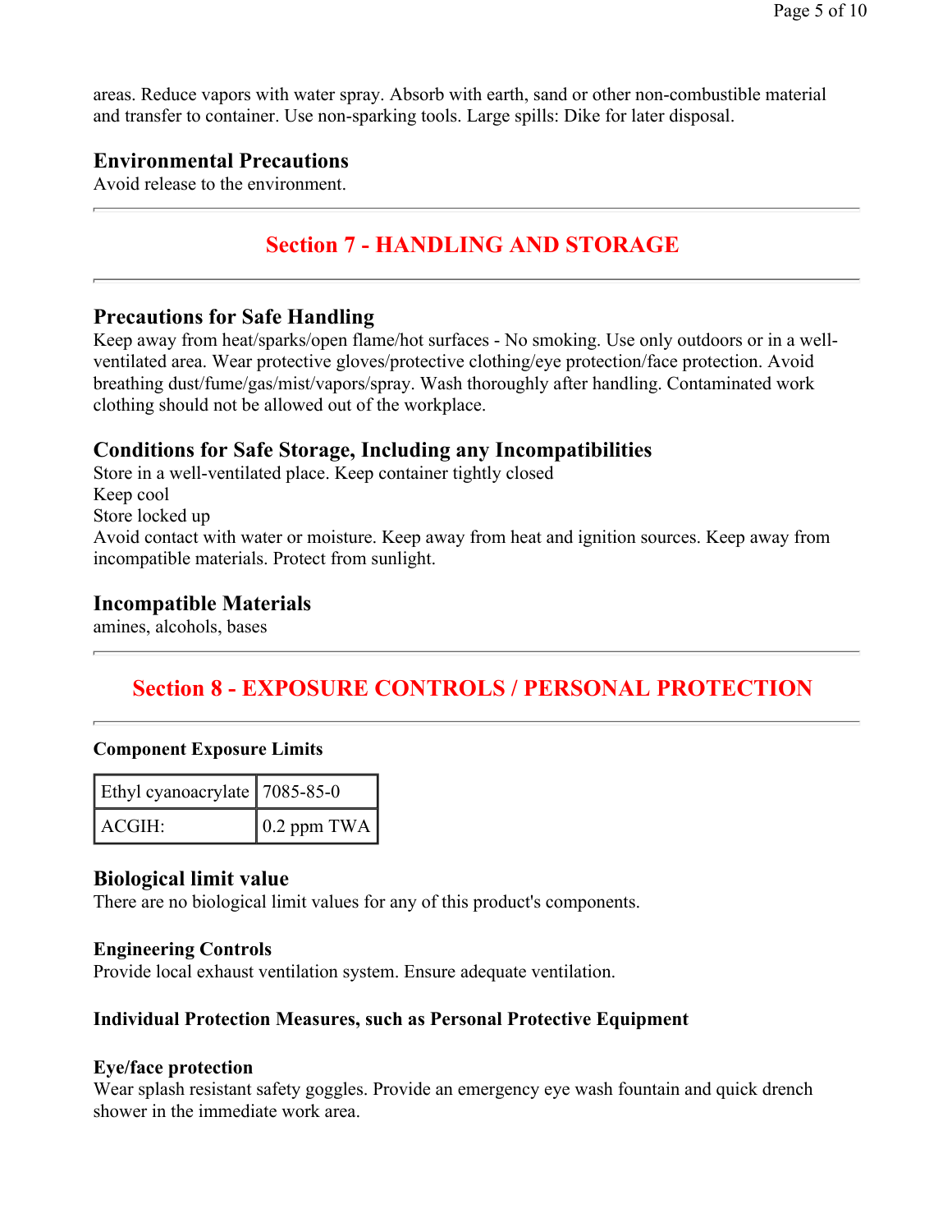areas. Reduce vapors with water spray. Absorb with earth, sand or other non-combustible material and transfer to container. Use non-sparking tools. Large spills: Dike for later disposal.

### Environmental Precautions

Avoid release to the environment.

## Section 7 - HANDLING AND STORAGE

### Precautions for Safe Handling

Keep away from heat/sparks/open flame/hot surfaces - No smoking. Use only outdoors or in a well-ventilated area. Wear protective gloves/protective clothing/eye protection/face protection. Avoid breathing dust/fume/gas/mist/vapors/spray. Wash thoroughly after handling. Contaminated work clothing should not be allowed out of the workplace.

### Conditions for Safe Storage, Including any Incompatibilities

Store in a well-ventilated place. Keep container tightly closed
Keep cool
Store locked up
Avoid contact with water or moisture. Keep away from heat and ignition sources. Keep away from incompatible materials. Protect from sunlight.

### Incompatible Materials

amines, alcohols, bases

## Section 8 - EXPOSURE CONTROLS / PERSONAL PROTECTION

**Component Exposure Limits**

| Ethyl cyanoacrylate | 7085-85-0 |
|---|---|
| ACGIH: | 0.2 ppm TWA |

### Biological limit value

There are no biological limit values for any of this product's components.

**Engineering Controls**

Provide local exhaust ventilation system. Ensure adequate ventilation.

**Individual Protection Measures, such as Personal Protective Equipment**

**Eye/face protection**

Wear splash resistant safety goggles. Provide an emergency eye wash fountain and quick drench shower in the immediate work area.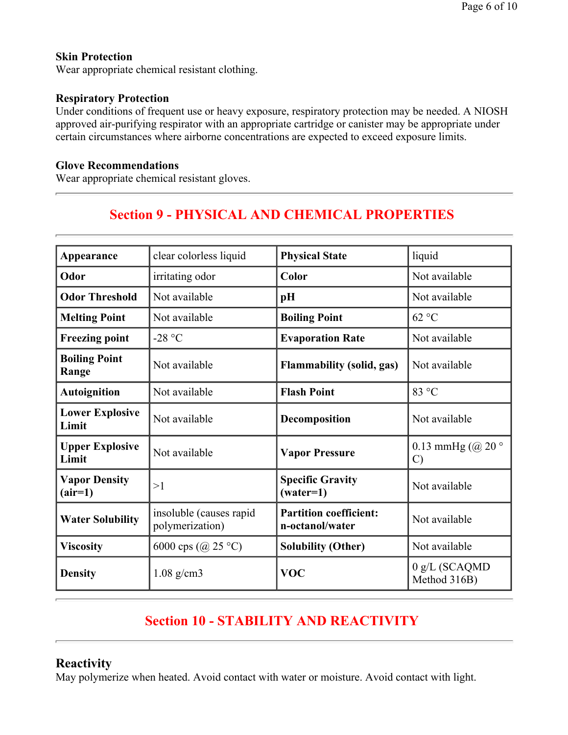**Skin Protection**
Wear appropriate chemical resistant clothing.

**Respiratory Protection**
Under conditions of frequent use or heavy exposure, respiratory protection may be needed. A NIOSH approved air-purifying respirator with an appropriate cartridge or canister may be appropriate under certain circumstances where airborne concentrations are expected to exceed exposure limits.

**Glove Recommendations**
Wear appropriate chemical resistant gloves.

---

## Section 9 - PHYSICAL AND CHEMICAL PROPERTIES

---

| **Appearance** | clear colorless liquid | **Physical State** | liquid |
|---|---|---|---|
| **Odor** | irritating odor | **Color** | Not available |
| **Odor Threshold** | Not available | **pH** | Not available |
| **Melting Point** | Not available | **Boiling Point** | 62 °C |
| **Freezing point** | -28 °C | **Evaporation Rate** | Not available |
| **Boiling Point Range** | Not available | **Flammability (solid, gas)** | Not available |
| **Autoignition** | Not available | **Flash Point** | 83 °C |
| **Lower Explosive Limit** | Not available | **Decomposition** | Not available |
| **Upper Explosive Limit** | Not available | **Vapor Pressure** | 0.13 mmHg (@ 20 ° C) |
| **Vapor Density (air=1)** | >1 | **Specific Gravity (water=1)** | Not available |
| **Water Solubility** | insoluble (causes rapid polymerization) | **Partition coefficient: n-octanol/water** | Not available |
| **Viscosity** | 6000 cps (@ 25 °C) | **Solubility (Other)** | Not available |
| **Density** | 1.08 g/cm3 | **VOC** | 0 g/L (SCAQMD Method 316B) |

---

## Section 10 - STABILITY AND REACTIVITY

---

### Reactivity
May polymerize when heated. Avoid contact with water or moisture. Avoid contact with light.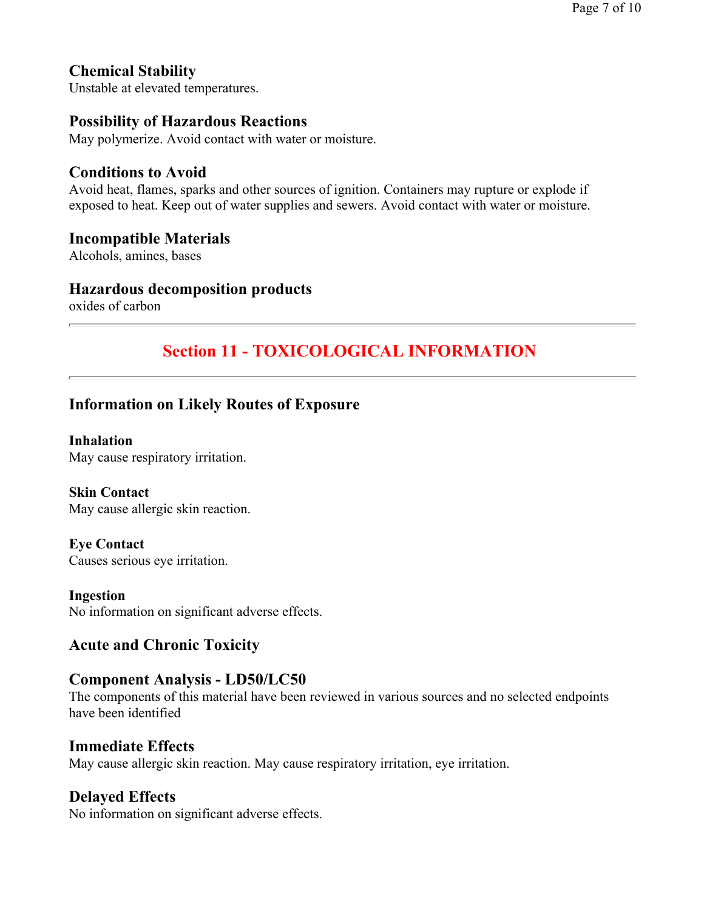### Chemical Stability

Unstable at elevated temperatures.

### Possibility of Hazardous Reactions

May polymerize. Avoid contact with water or moisture.

### Conditions to Avoid

Avoid heat, flames, sparks and other sources of ignition. Containers may rupture or explode if exposed to heat. Keep out of water supplies and sewers. Avoid contact with water or moisture.

### Incompatible Materials

Alcohols, amines, bases

### Hazardous decomposition products

oxides of carbon

---

## Section 11 - TOXICOLOGICAL INFORMATION

---

### Information on Likely Routes of Exposure

**Inhalation**

May cause respiratory irritation.

**Skin Contact**

May cause allergic skin reaction.

**Eye Contact**

Causes serious eye irritation.

**Ingestion**

No information on significant adverse effects.

### Acute and Chronic Toxicity

### Component Analysis - LD50/LC50

The components of this material have been reviewed in various sources and no selected endpoints have been identified

### Immediate Effects

May cause allergic skin reaction. May cause respiratory irritation, eye irritation.

### Delayed Effects

No information on significant adverse effects.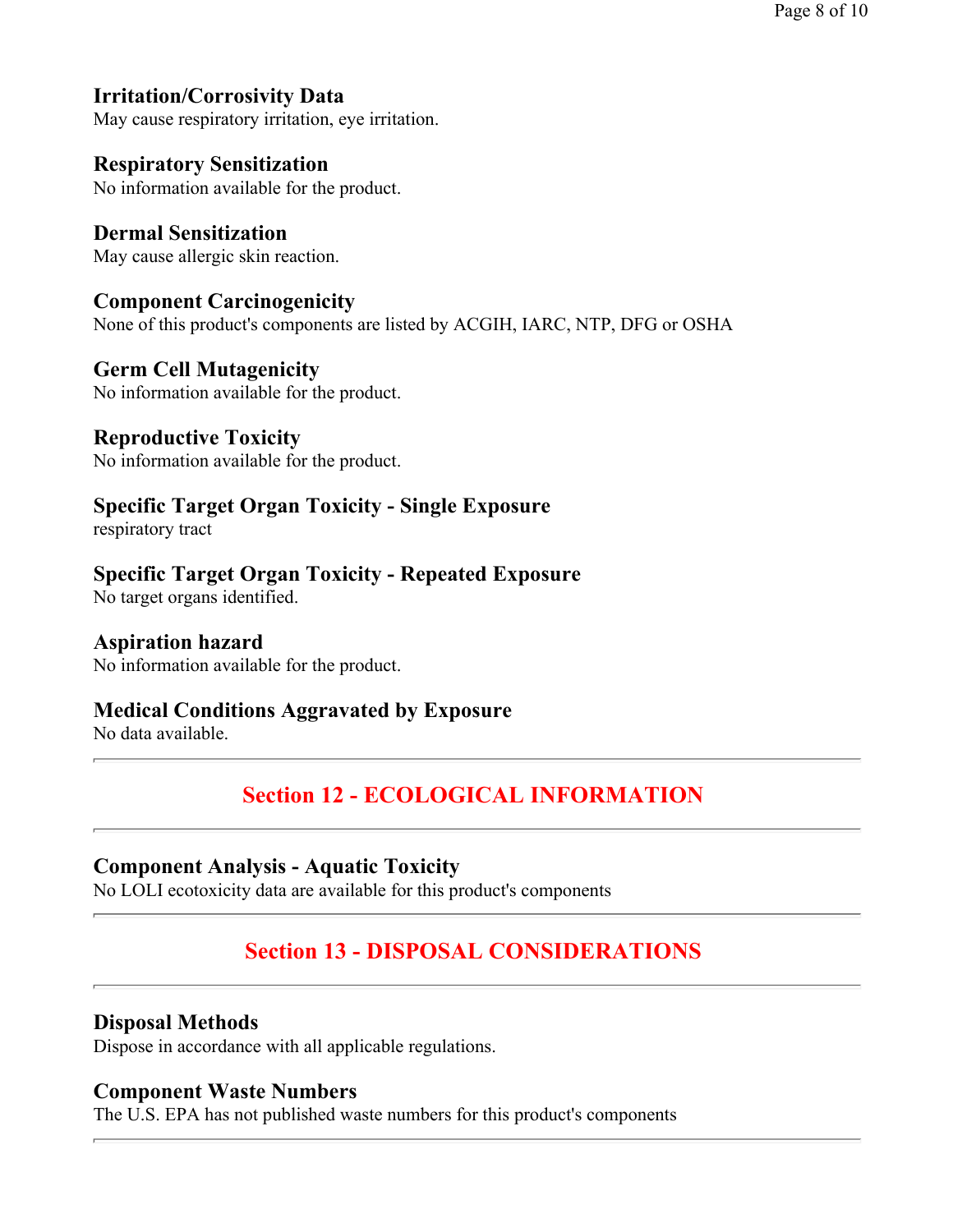### Irritation/Corrosivity Data

May cause respiratory irritation, eye irritation.

### Respiratory Sensitization

No information available for the product.

### Dermal Sensitization

May cause allergic skin reaction.

### Component Carcinogenicity

None of this product's components are listed by ACGIH, IARC, NTP, DFG or OSHA

### Germ Cell Mutagenicity

No information available for the product.

### Reproductive Toxicity

No information available for the product.

### Specific Target Organ Toxicity - Single Exposure

respiratory tract

### Specific Target Organ Toxicity - Repeated Exposure

No target organs identified.

### Aspiration hazard

No information available for the product.

### Medical Conditions Aggravated by Exposure

No data available.

---

## Section 12 - ECOLOGICAL INFORMATION

---

### Component Analysis - Aquatic Toxicity

No LOLI ecotoxicity data are available for this product's components

---

## Section 13 - DISPOSAL CONSIDERATIONS

---

### Disposal Methods

Dispose in accordance with all applicable regulations.

### Component Waste Numbers

The U.S. EPA has not published waste numbers for this product's components

---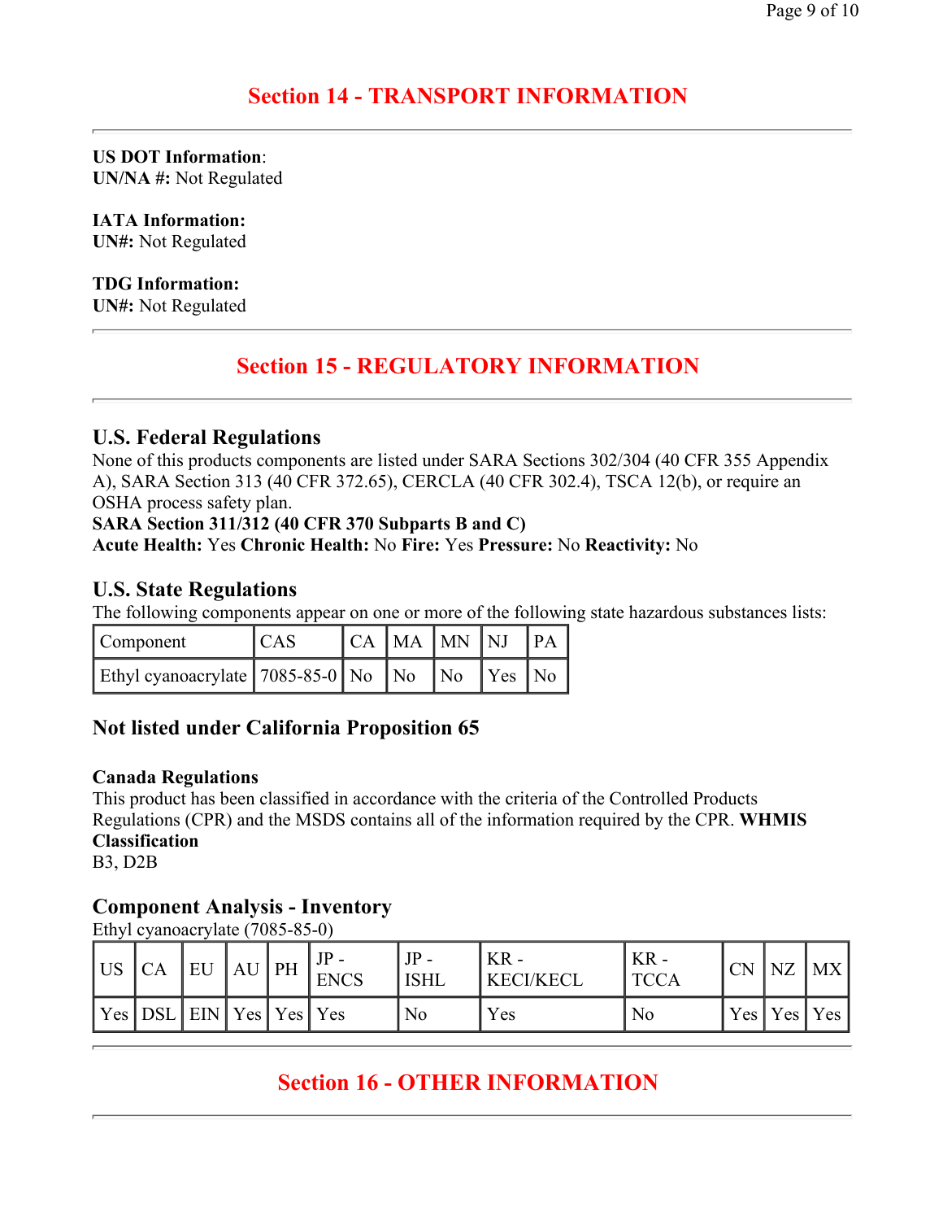## Section 14 - TRANSPORT INFORMATION

---

**US DOT Information**:
**UN/NA #:** Not Regulated

**IATA Information:**
**UN#:** Not Regulated

**TDG Information:**
**UN#:** Not Regulated

---

## Section 15 - REGULATORY INFORMATION

---

### U.S. Federal Regulations

None of this products components are listed under SARA Sections 302/304 (40 CFR 355 Appendix A), SARA Section 313 (40 CFR 372.65), CERCLA (40 CFR 302.4), TSCA 12(b), or require an OSHA process safety plan.
**SARA Section 311/312 (40 CFR 370 Subparts B and C)**
**Acute Health:** Yes **Chronic Health:** No **Fire:** Yes **Pressure:** No **Reactivity:** No

### U.S. State Regulations

The following components appear on one or more of the following state hazardous substances lists:

| Component | CAS | CA | MA | MN | NJ | PA |
|---|---|---|---|---|---|---|
| Ethyl cyanoacrylate | 7085-85-0 | No | No | No | Yes | No |

### Not listed under California Proposition 65

**Canada Regulations**
This product has been classified in accordance with the criteria of the Controlled Products Regulations (CPR) and the MSDS contains all of the information required by the CPR. **WHMIS Classification**
B3, D2B

### Component Analysis - Inventory

Ethyl cyanoacrylate (7085-85-0)

| US | CA | EU | AU | PH | JP - ENCS | JP - ISHL | KR - KECI/KECL | KR - TCCA | CN | NZ | MX |
|---|---|---|---|---|---|---|---|---|---|---|---|
| Yes | DSL | EIN | Yes | Yes | Yes | No | Yes | No | Yes | Yes | Yes |

---

## Section 16 - OTHER INFORMATION

---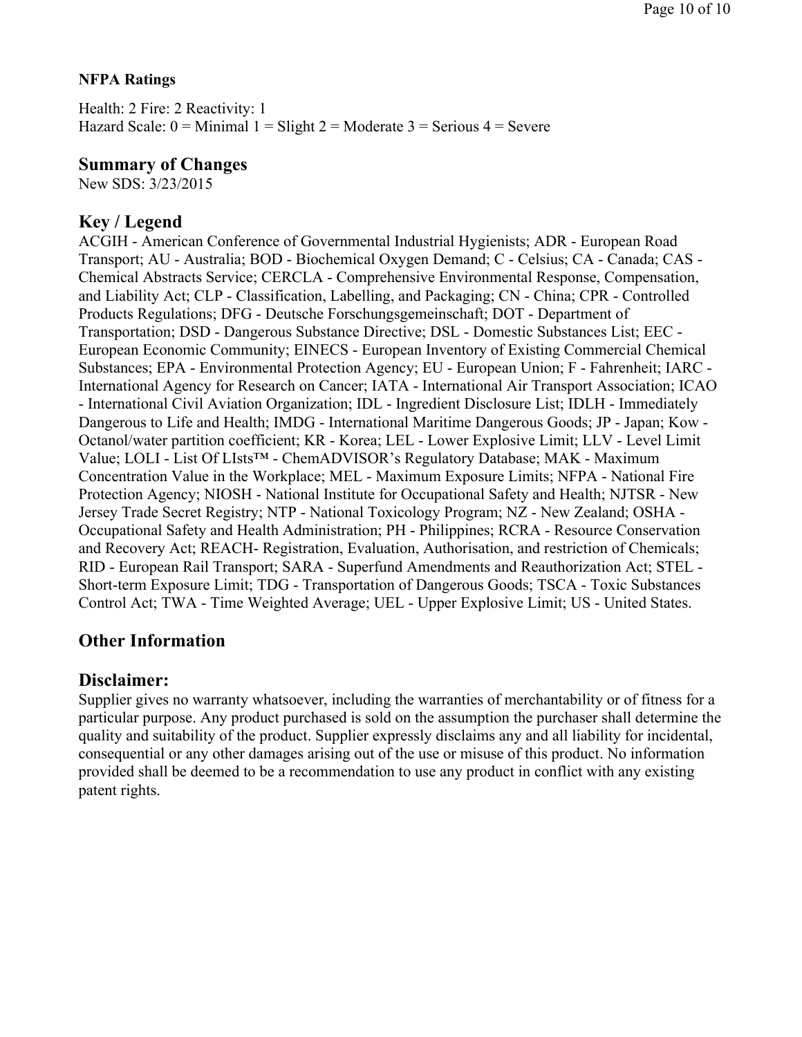### NFPA Ratings

Health: 2 Fire: 2 Reactivity: 1
Hazard Scale: 0 = Minimal 1 = Slight 2 = Moderate 3 = Serious 4 = Severe

## Summary of Changes

New SDS: 3/23/2015

## Key / Legend

ACGIH - American Conference of Governmental Industrial Hygienists; ADR - European Road Transport; AU - Australia; BOD - Biochemical Oxygen Demand; C - Celsius; CA - Canada; CAS - Chemical Abstracts Service; CERCLA - Comprehensive Environmental Response, Compensation, and Liability Act; CLP - Classification, Labelling, and Packaging; CN - China; CPR - Controlled Products Regulations; DFG - Deutsche Forschungsgemeinschaft; DOT - Department of Transportation; DSD - Dangerous Substance Directive; DSL - Domestic Substances List; EEC - European Economic Community; EINECS - European Inventory of Existing Commercial Chemical Substances; EPA - Environmental Protection Agency; EU - European Union; F - Fahrenheit; IARC - International Agency for Research on Cancer; IATA - International Air Transport Association; ICAO - International Civil Aviation Organization; IDL - Ingredient Disclosure List; IDLH - Immediately Dangerous to Life and Health; IMDG - International Maritime Dangerous Goods; JP - Japan; Kow - Octanol/water partition coefficient; KR - Korea; LEL - Lower Explosive Limit; LLV - Level Limit Value; LOLI - List Of LIsts™ - ChemADVISOR's Regulatory Database; MAK - Maximum Concentration Value in the Workplace; MEL - Maximum Exposure Limits; NFPA - National Fire Protection Agency; NIOSH - National Institute for Occupational Safety and Health; NJTSR - New Jersey Trade Secret Registry; NTP - National Toxicology Program; NZ - New Zealand; OSHA - Occupational Safety and Health Administration; PH - Philippines; RCRA - Resource Conservation and Recovery Act; REACH- Registration, Evaluation, Authorisation, and restriction of Chemicals; RID - European Rail Transport; SARA - Superfund Amendments and Reauthorization Act; STEL - Short-term Exposure Limit; TDG - Transportation of Dangerous Goods; TSCA - Toxic Substances Control Act; TWA - Time Weighted Average; UEL - Upper Explosive Limit; US - United States.

## Other Information

## Disclaimer:

Supplier gives no warranty whatsoever, including the warranties of merchantability or of fitness for a particular purpose. Any product purchased is sold on the assumption the purchaser shall determine the quality and suitability of the product. Supplier expressly disclaims any and all liability for incidental, consequential or any other damages arising out of the use or misuse of this product. No information provided shall be deemed to be a recommendation to use any product in conflict with any existing patent rights.